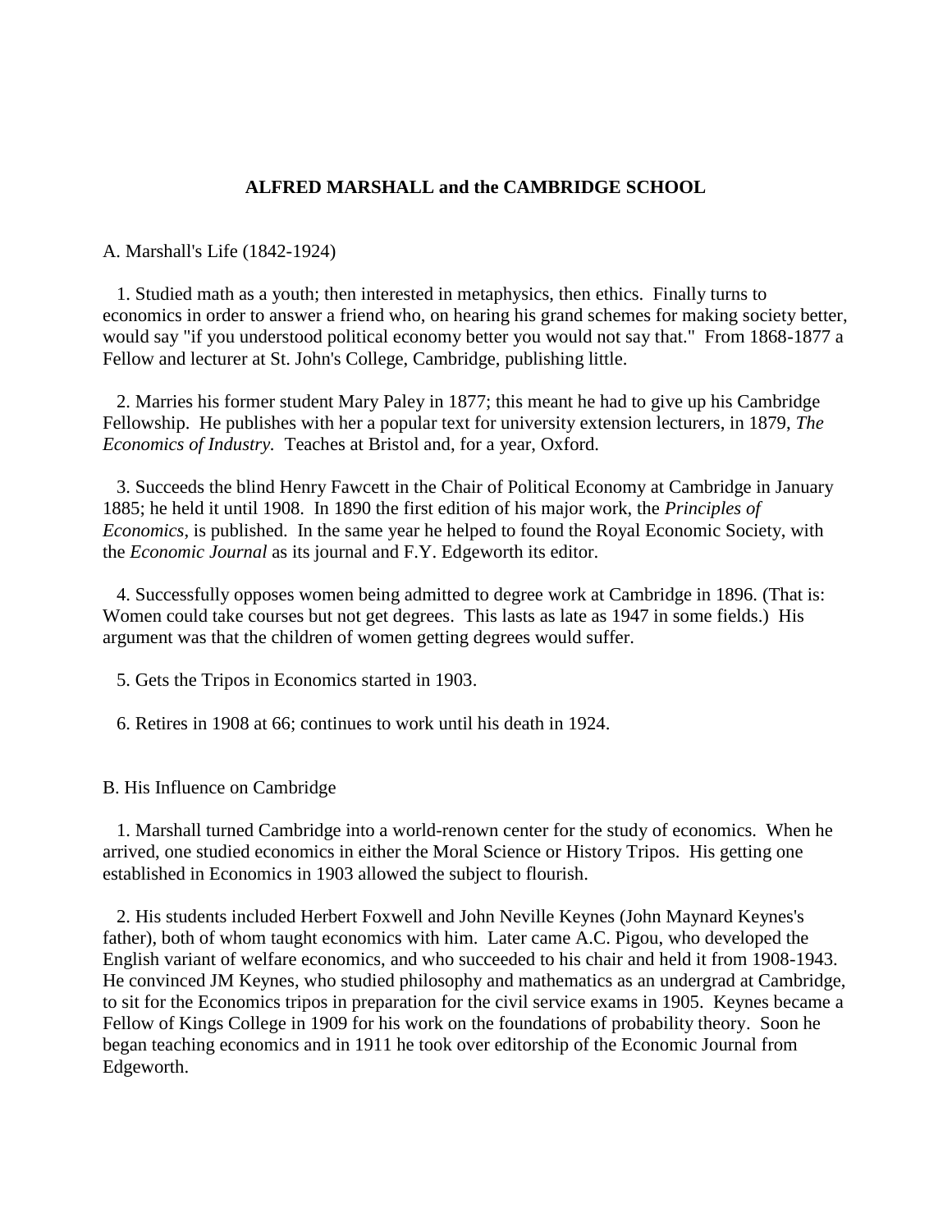# ALFRED MARSHALL and the CAMBRIDGE SCHOOL

A. Marshall's Life (1842-1924)

1. Studied math as a youth; then interested in metaphysics, then ethics. Finally turns to economics in order to answer a friend who, on hearing his grand schemes for making society better, would say "if you understood political economy better you would not say that." From 1868-1877 a Fellow and lecturer at St. John's College, Cambridge, publishing little.

2. Marries his former student Mary Paley in 1877; this meant he had to give up his Cambridge Fellowship. He publishes with her a popular text for university extension lecturers, in 1879, *The Economics of Industry.* Teaches at Bristol and, for a year, Oxford.

3. Succeeds the blind Henry Fawcett in the Chair of Political Economy at Cambridge in January 1885; he held it until 1908. In 1890 the first edition of his major work, the *Principles of Economics*, is published. In the same year he helped to found the Royal Economic Society, with the *Economic Journal* as its journal and F.Y. Edgeworth its editor.

4. Successfully opposes women being admitted to degree work at Cambridge in 1896. (That is: Women could take courses but not get degrees. This lasts as late as 1947 in some fields.) His argument was that the children of women getting degrees would suffer.

5. Gets the Tripos in Economics started in 1903.

6. Retires in 1908 at 66; continues to work until his death in 1924.

B. His Influence on Cambridge

1. Marshall turned Cambridge into a world-renown center for the study of economics. When he arrived, one studied economics in either the Moral Science or History Tripos. His getting one established in Economics in 1903 allowed the subject to flourish.

2. His students included Herbert Foxwell and John Neville Keynes (John Maynard Keynes's father), both of whom taught economics with him. Later came A.C. Pigou, who developed the English variant of welfare economics, and who succeeded to his chair and held it from 1908-1943. He convinced JM Keynes, who studied philosophy and mathematics as an undergrad at Cambridge, to sit for the Economics tripos in preparation for the civil service exams in 1905. Keynes became a Fellow of Kings College in 1909 for his work on the foundations of probability theory. Soon he began teaching economics and in 1911 he took over editorship of the Economic Journal from Edgeworth.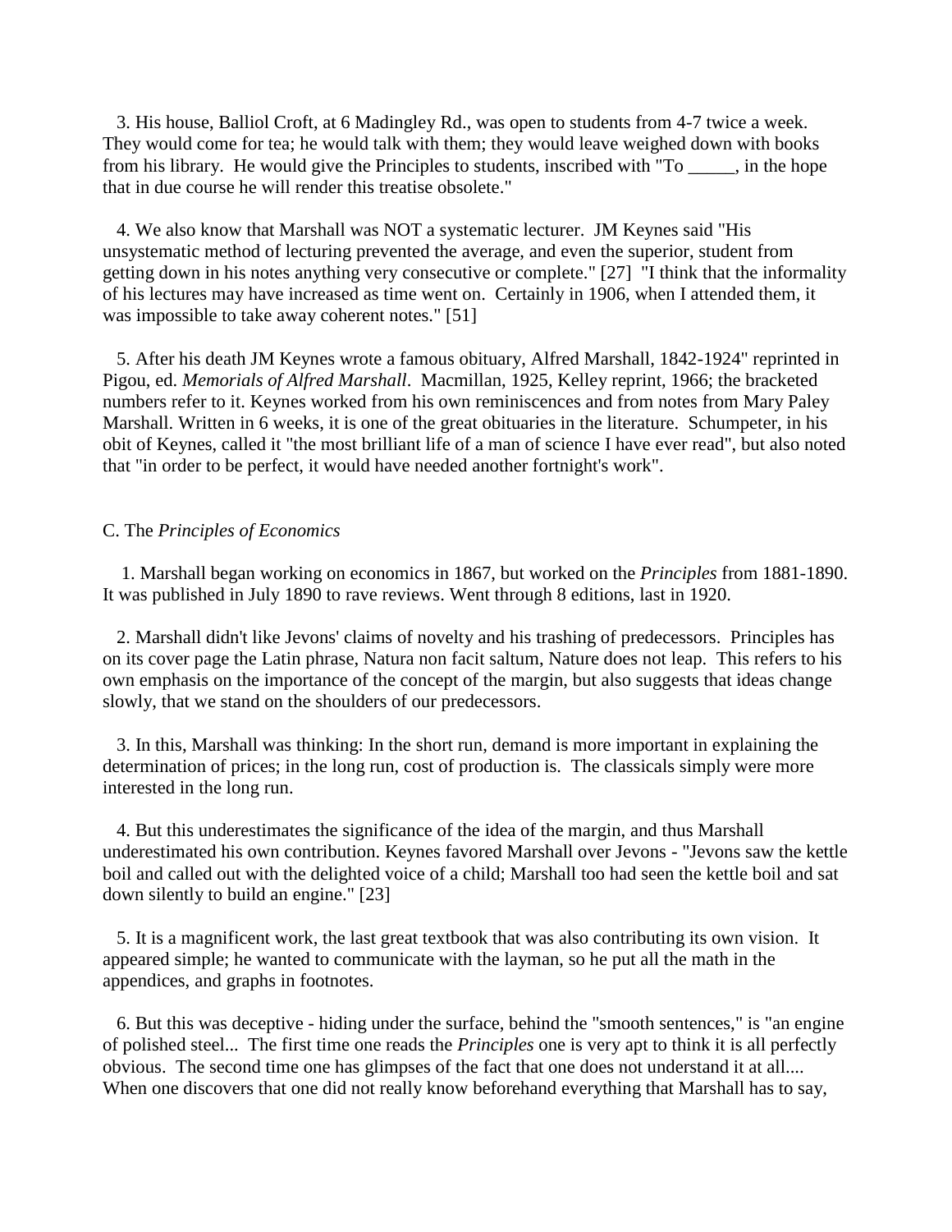3. His house, Balliol Croft, at 6 Madingley Rd., was open to students from 4-7 twice a week. They would come for tea; he would talk with them; they would leave weighed down with books from his library. He would give the Principles to students, inscribed with "To _____, in the hope that in due course he will render this treatise obsolete."

4. We also know that Marshall was NOT a systematic lecturer. JM Keynes said "His unsystematic method of lecturing prevented the average, and even the superior, student from getting down in his notes anything very consecutive or complete." [27] "I think that the informality of his lectures may have increased as time went on. Certainly in 1906, when I attended them, it was impossible to take away coherent notes." [51]

5. After his death JM Keynes wrote a famous obituary, Alfred Marshall, 1842-1924" reprinted in Pigou, ed. *Memorials of Alfred Marshall*. Macmillan, 1925, Kelley reprint, 1966; the bracketed numbers refer to it. Keynes worked from his own reminiscences and from notes from Mary Paley Marshall. Written in 6 weeks, it is one of the great obituaries in the literature. Schumpeter, in his obit of Keynes, called it "the most brilliant life of a man of science I have ever read", but also noted that "in order to be perfect, it would have needed another fortnight's work".

C. The *Principles of Economics*

1. Marshall began working on economics in 1867, but worked on the *Principles* from 1881-1890. It was published in July 1890 to rave reviews. Went through 8 editions, last in 1920.

2. Marshall didn't like Jevons' claims of novelty and his trashing of predecessors. Principles has on its cover page the Latin phrase, Natura non facit saltum, Nature does not leap. This refers to his own emphasis on the importance of the concept of the margin, but also suggests that ideas change slowly, that we stand on the shoulders of our predecessors.

3. In this, Marshall was thinking: In the short run, demand is more important in explaining the determination of prices; in the long run, cost of production is. The classicals simply were more interested in the long run.

4. But this underestimates the significance of the idea of the margin, and thus Marshall underestimated his own contribution. Keynes favored Marshall over Jevons - "Jevons saw the kettle boil and called out with the delighted voice of a child; Marshall too had seen the kettle boil and sat down silently to build an engine." [23]

5. It is a magnificent work, the last great textbook that was also contributing its own vision. It appeared simple; he wanted to communicate with the layman, so he put all the math in the appendices, and graphs in footnotes.

6. But this was deceptive - hiding under the surface, behind the "smooth sentences," is "an engine of polished steel... The first time one reads the *Principles* one is very apt to think it is all perfectly obvious. The second time one has glimpses of the fact that one does not understand it at all.... When one discovers that one did not really know beforehand everything that Marshall has to say,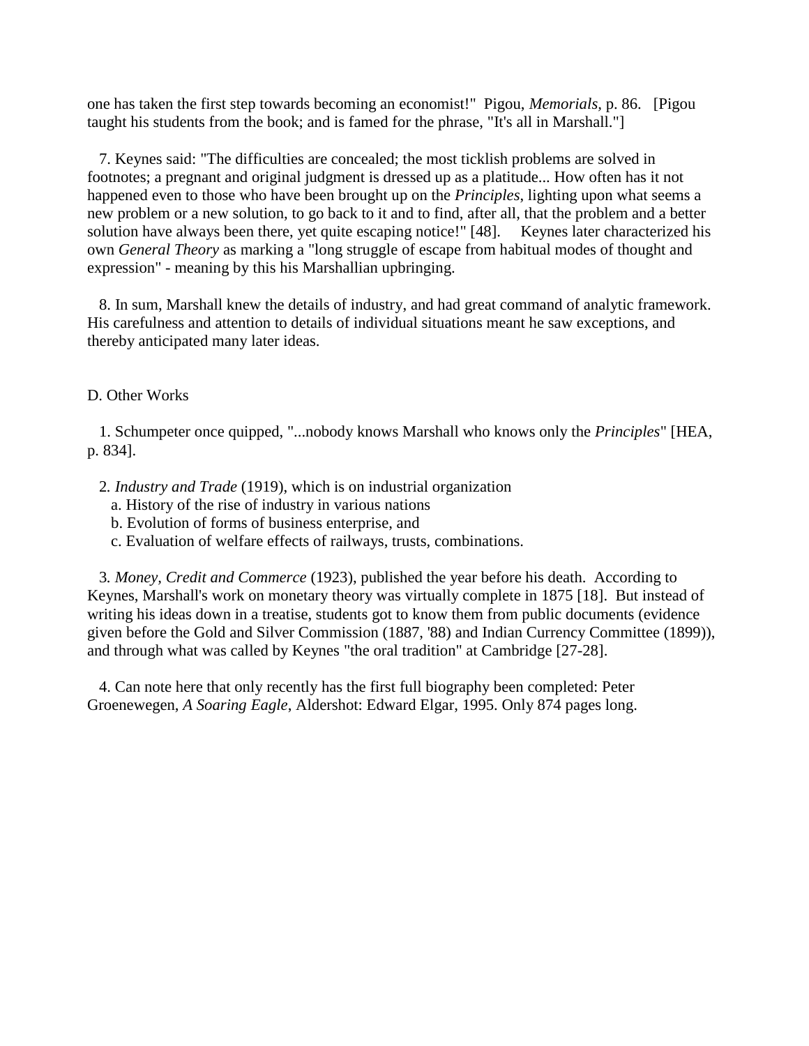one has taken the first step towards becoming an economist!" Pigou, *Memorials*, p. 86. [Pigou taught his students from the book; and is famed for the phrase, "It's all in Marshall."]

7. Keynes said: "The difficulties are concealed; the most ticklish problems are solved in footnotes; a pregnant and original judgment is dressed up as a platitude... How often has it not happened even to those who have been brought up on the *Principles*, lighting upon what seems a new problem or a new solution, to go back to it and to find, after all, that the problem and a better solution have always been there, yet quite escaping notice!" [48]. Keynes later characterized his own *General Theory* as marking a "long struggle of escape from habitual modes of thought and expression" - meaning by this his Marshallian upbringing.

8. In sum, Marshall knew the details of industry, and had great command of analytic framework. His carefulness and attention to details of individual situations meant he saw exceptions, and thereby anticipated many later ideas.

D. Other Works

1. Schumpeter once quipped, "...nobody knows Marshall who knows only the *Principles*" [HEA, p. 834].

2. *Industry and Trade* (1919), which is on industrial organization
   a. History of the rise of industry in various nations
   b. Evolution of forms of business enterprise, and
   c. Evaluation of welfare effects of railways, trusts, combinations.

3. *Money, Credit and Commerce* (1923), published the year before his death. According to Keynes, Marshall's work on monetary theory was virtually complete in 1875 [18]. But instead of writing his ideas down in a treatise, students got to know them from public documents (evidence given before the Gold and Silver Commission (1887, '88) and Indian Currency Committee (1899)), and through what was called by Keynes "the oral tradition" at Cambridge [27-28].

4. Can note here that only recently has the first full biography been completed: Peter Groenewegen, *A Soaring Eagle*, Aldershot: Edward Elgar, 1995. Only 874 pages long.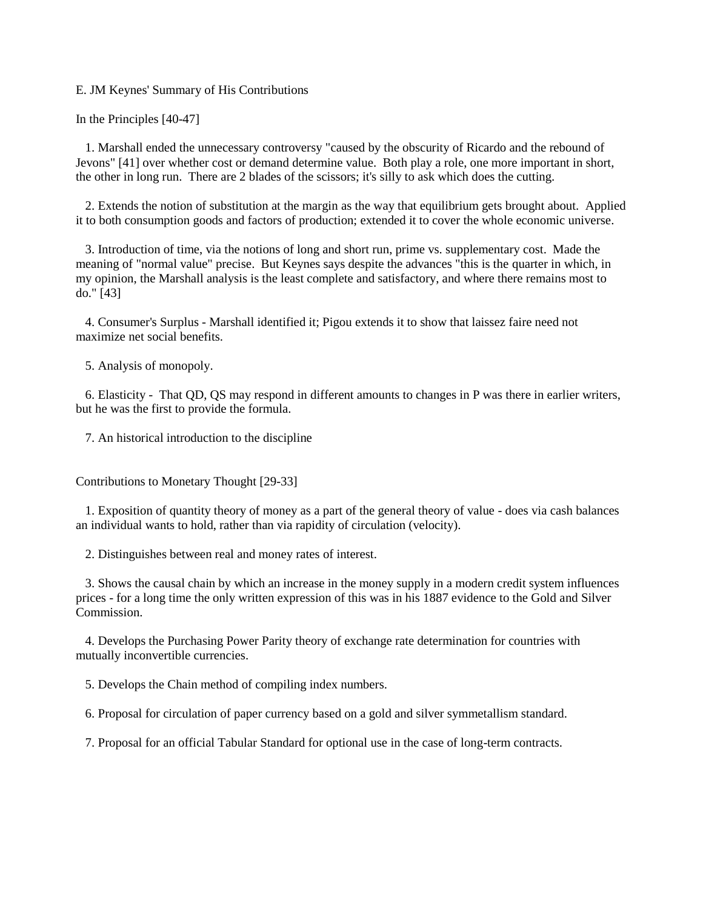E. JM Keynes' Summary of His Contributions

In the Principles [40-47]

1. Marshall ended the unnecessary controversy "caused by the obscurity of Ricardo and the rebound of Jevons" [41] over whether cost or demand determine value. Both play a role, one more important in short, the other in long run. There are 2 blades of the scissors; it's silly to ask which does the cutting.

2. Extends the notion of substitution at the margin as the way that equilibrium gets brought about. Applied it to both consumption goods and factors of production; extended it to cover the whole economic universe.

3. Introduction of time, via the notions of long and short run, prime vs. supplementary cost. Made the meaning of "normal value" precise. But Keynes says despite the advances "this is the quarter in which, in my opinion, the Marshall analysis is the least complete and satisfactory, and where there remains most to do." [43]

4. Consumer's Surplus - Marshall identified it; Pigou extends it to show that laissez faire need not maximize net social benefits.

5. Analysis of monopoly.

6. Elasticity - That QD, QS may respond in different amounts to changes in P was there in earlier writers, but he was the first to provide the formula.

7. An historical introduction to the discipline

Contributions to Monetary Thought [29-33]

1. Exposition of quantity theory of money as a part of the general theory of value - does via cash balances an individual wants to hold, rather than via rapidity of circulation (velocity).

2. Distinguishes between real and money rates of interest.

3. Shows the causal chain by which an increase in the money supply in a modern credit system influences prices - for a long time the only written expression of this was in his 1887 evidence to the Gold and Silver Commission.

4. Develops the Purchasing Power Parity theory of exchange rate determination for countries with mutually inconvertible currencies.

5. Develops the Chain method of compiling index numbers.

6. Proposal for circulation of paper currency based on a gold and silver symmetallism standard.

7. Proposal for an official Tabular Standard for optional use in the case of long-term contracts.